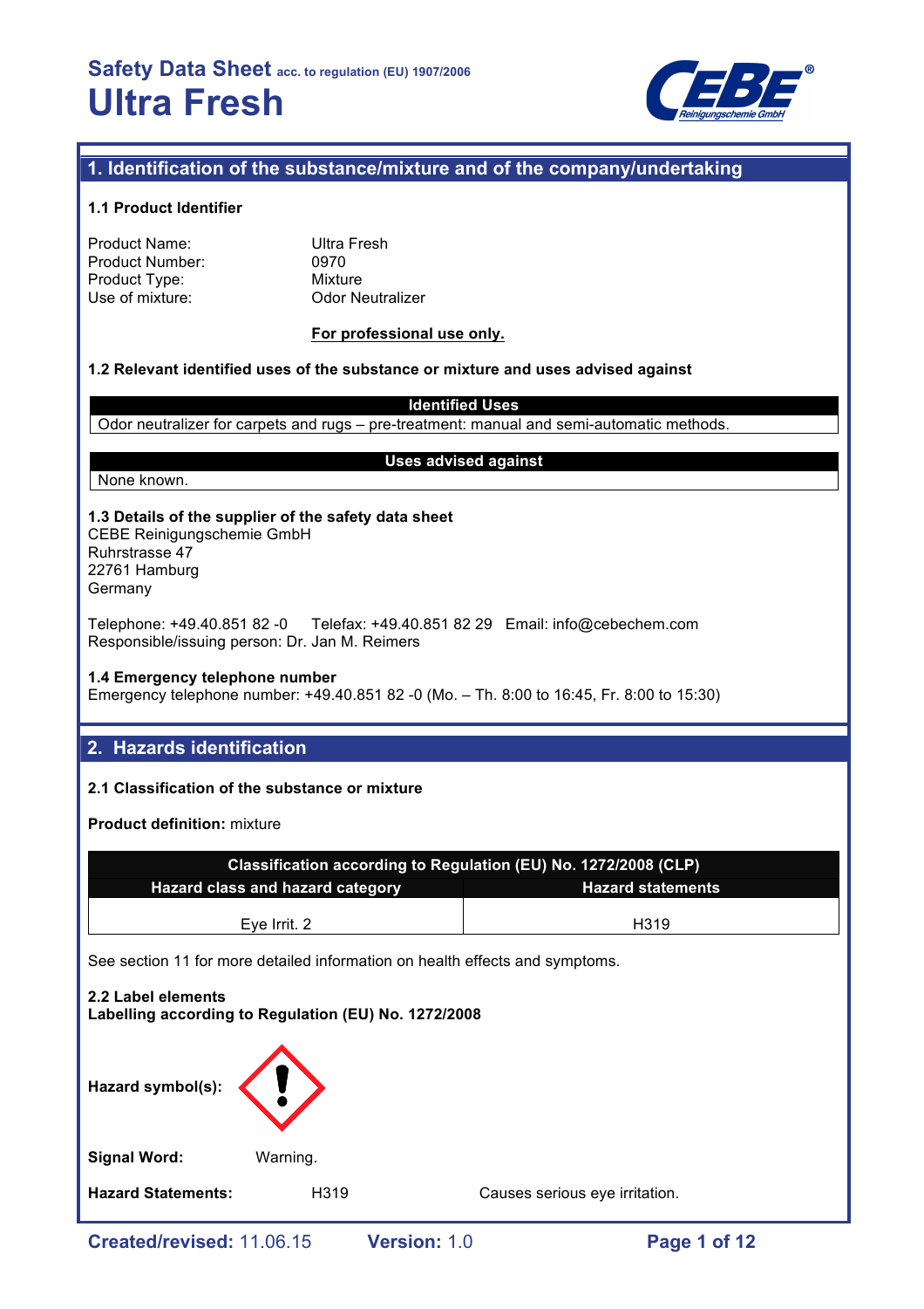# Safety Data Sheet acc. to regulation (EU) 1907/2006

# Ultra Fresh

## 1. Identification of the substance/mixture and of the company/undertaking

### 1.1 Product Identifier

| | |
|---|---|
| Product Name: | Ultra Fresh |
| Product Number: | 0970 |
| Product Type: | Mixture |
| Use of mixture: | Odor Neutralizer |

**For professional use only.**

### 1.2 Relevant identified uses of the substance or mixture and uses advised against

| Identified Uses |
|---|
| Odor neutralizer for carpets and rugs – pre-treatment: manual and semi-automatic methods. |

| Uses advised against |
|---|
| None known. |

### 1.3 Details of the supplier of the safety data sheet

CEBE Reinigungschemie GmbH
Ruhrstrasse 47
22761 Hamburg
Germany

Telephone: +49.40.851 82 -0 Telefax: +49.40.851 82 29 Email: info@cebechem.com
Responsible/issuing person: Dr. Jan M. Reimers

### 1.4 Emergency telephone number

Emergency telephone number: +49.40.851 82 -0 (Mo. – Th. 8:00 to 16:45, Fr. 8:00 to 15:30)

## 2. Hazards identification

### 2.1 Classification of the substance or mixture

**Product definition:** mixture

| Classification according to Regulation (EU) No. 1272/2008 (CLP) | |
|---|---|
| **Hazard class and hazard category** | **Hazard statements** |
| Eye Irrit. 2 | H319 |

See section 11 for more detailed information on health effects and symptoms.

### 2.2 Label elements

**Labelling according to Regulation (EU) No. 1272/2008**

**Hazard symbol(s):**

**Signal Word:** Warning.

**Hazard Statements:** H319 Causes serious eye irritation.

Created/revised: 11.06.15 Version: 1.0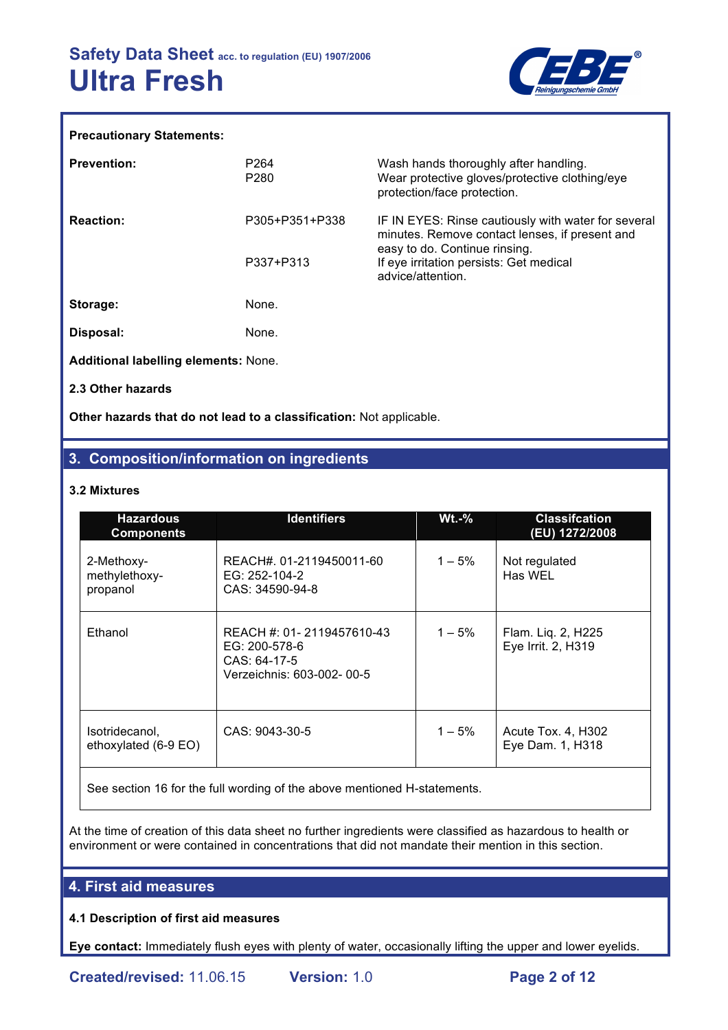**Precautionary Statements:**

| | | |
|---|---|---|
| **Prevention:** | P264<br>P280 | Wash hands thoroughly after handling.<br>Wear protective gloves/protective clothing/eye protection/face protection. |
| **Reaction:** | P305+P351+P338<br><br>P337+P313 | IF IN EYES: Rinse cautiously with water for several minutes. Remove contact lenses, if present and easy to do. Continue rinsing.<br>If eye irritation persists: Get medical advice/attention. |
| **Storage:** | None. | |
| **Disposal:** | None. | |

**Additional labelling elements:** None.

**2.3 Other hazards**

**Other hazards that do not lead to a classification:** Not applicable.

## 3. Composition/information on ingredients

**3.2 Mixtures**

| Hazardous Components | Identifiers | Wt.-% | Classifcation (EU) 1272/2008 |
|---|---|---|---|
| 2-Methoxy-methylethoxy-propanol | REACH#. 01-2119450011-60<br>EG: 252-104-2<br>CAS: 34590-94-8 | 1 – 5% | Not regulated<br>Has WEL |
| Ethanol | REACH #: 01- 2119457610-43<br>EG: 200-578-6<br>CAS: 64-17-5<br>Verzeichnis: 603-002- 00-5 | 1 – 5% | Flam. Liq. 2, H225<br>Eye Irrit. 2, H319 |
| Isotridecanol, ethoxylated (6-9 EO) | CAS: 9043-30-5 | 1 – 5% | Acute Tox. 4, H302<br>Eye Dam. 1, H318 |
| See section 16 for the full wording of the above mentioned H-statements. | | | |

At the time of creation of this data sheet no further ingredients were classified as hazardous to health or environment or were contained in concentrations that did not mandate their mention in this section.

## 4. First aid measures

**4.1 Description of first aid measures**

**Eye contact:** Immediately flush eyes with plenty of water, occasionally lifting the upper and lower eyelids.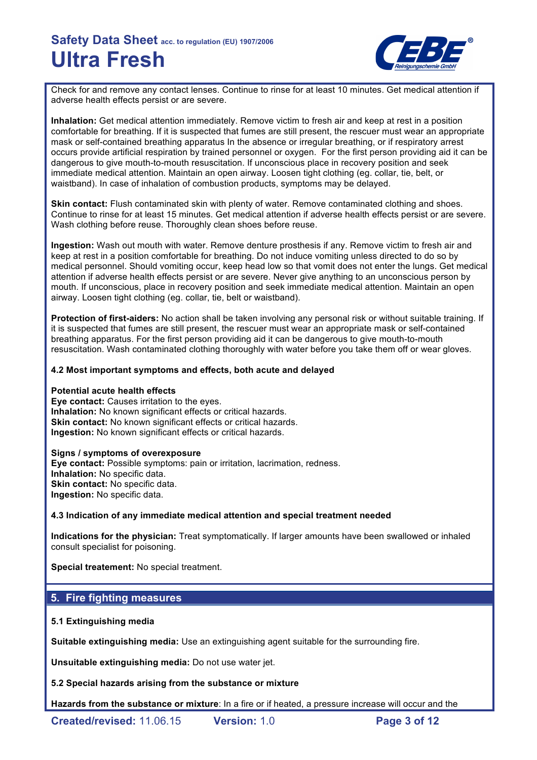Check for and remove any contact lenses. Continue to rinse for at least 10 minutes. Get medical attention if adverse health effects persist or are severe.

**Inhalation:** Get medical attention immediately. Remove victim to fresh air and keep at rest in a position comfortable for breathing. If it is suspected that fumes are still present, the rescuer must wear an appropriate mask or self-contained breathing apparatus In the absence or irregular breathing, or if respiratory arrest occurs provide artificial respiration by trained personnel or oxygen. For the first person providing aid it can be dangerous to give mouth-to-mouth resuscitation. If unconscious place in recovery position and seek immediate medical attention. Maintain an open airway. Loosen tight clothing (eg. collar, tie, belt, or waistband). In case of inhalation of combustion products, symptoms may be delayed.

**Skin contact:** Flush contaminated skin with plenty of water. Remove contaminated clothing and shoes. Continue to rinse for at least 15 minutes. Get medical attention if adverse health effects persist or are severe. Wash clothing before reuse. Thoroughly clean shoes before reuse.

**Ingestion:** Wash out mouth with water. Remove denture prosthesis if any. Remove victim to fresh air and keep at rest in a position comfortable for breathing. Do not induce vomiting unless directed to do so by medical personnel. Should vomiting occur, keep head low so that vomit does not enter the lungs. Get medical attention if adverse health effects persist or are severe. Never give anything to an unconscious person by mouth. If unconscious, place in recovery position and seek immediate medical attention. Maintain an open airway. Loosen tight clothing (eg. collar, tie, belt or waistband).

**Protection of first-aiders:** No action shall be taken involving any personal risk or without suitable training. If it is suspected that fumes are still present, the rescuer must wear an appropriate mask or self-contained breathing apparatus. For the first person providing aid it can be dangerous to give mouth-to-mouth resuscitation. Wash contaminated clothing thoroughly with water before you take them off or wear gloves.

### 4.2 Most important symptoms and effects, both acute and delayed

**Potential acute health effects**
**Eye contact:** Causes irritation to the eyes.
**Inhalation:** No known significant effects or critical hazards.
**Skin contact:** No known significant effects or critical hazards.
**Ingestion:** No known significant effects or critical hazards.

**Signs / symptoms of overexposure**
**Eye contact:** Possible symptoms: pain or irritation, lacrimation, redness.
**Inhalation:** No specific data.
**Skin contact:** No specific data.
**Ingestion:** No specific data.

### 4.3 Indication of any immediate medical attention and special treatment needed

**Indications for the physician:** Treat symptomatically. If larger amounts have been swallowed or inhaled consult specialist for poisoning.

**Special treatement:** No special treatment.

## 5. Fire fighting measures

### 5.1 Extinguishing media

**Suitable extinguishing media:** Use an extinguishing agent suitable for the surrounding fire.

**Unsuitable extinguishing media:** Do not use water jet.

### 5.2 Special hazards arising from the substance or mixture

**Hazards from the substance or mixture**: In a fire or if heated, a pressure increase will occur and the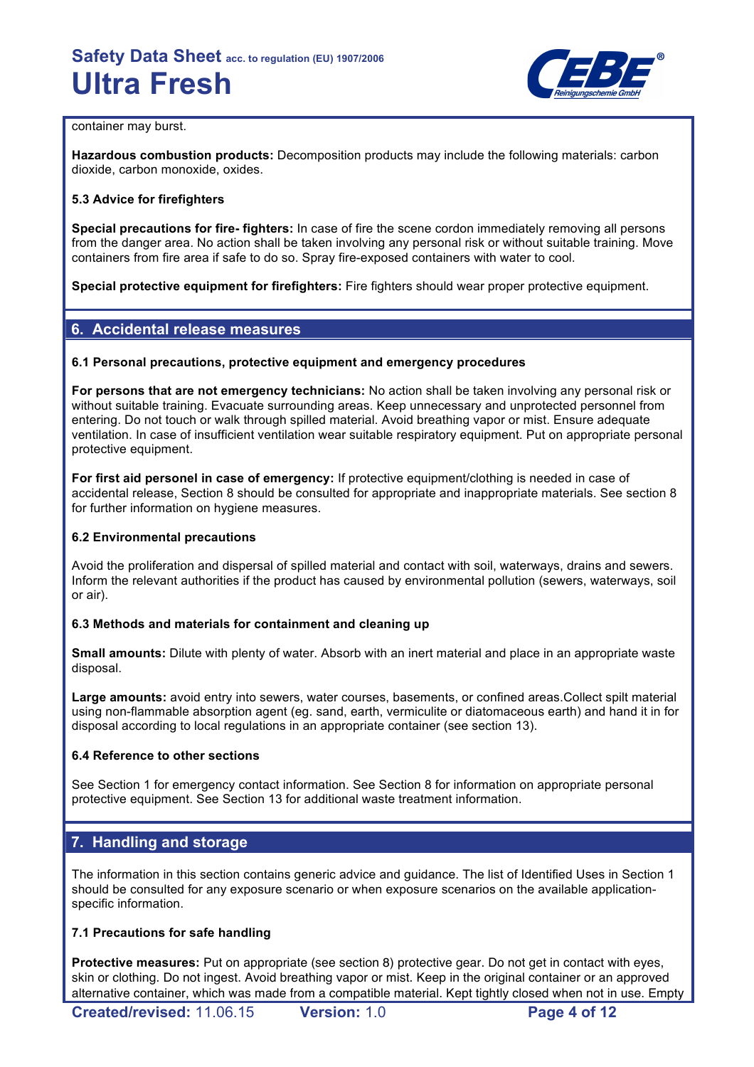container may burst.

**Hazardous combustion products:** Decomposition products may include the following materials: carbon dioxide, carbon monoxide, oxides.

**5.3 Advice for firefighters**

**Special precautions for fire- fighters:** In case of fire the scene cordon immediately removing all persons from the danger area. No action shall be taken involving any personal risk or without suitable training. Move containers from fire area if safe to do so. Spray fire-exposed containers with water to cool.

**Special protective equipment for firefighters:** Fire fighters should wear proper protective equipment.

## 6. Accidental release measures

**6.1 Personal precautions, protective equipment and emergency procedures**

**For persons that are not emergency technicians:** No action shall be taken involving any personal risk or without suitable training. Evacuate surrounding areas. Keep unnecessary and unprotected personnel from entering. Do not touch or walk through spilled material. Avoid breathing vapor or mist. Ensure adequate ventilation. In case of insufficient ventilation wear suitable respiratory equipment. Put on appropriate personal protective equipment.

**For first aid personel in case of emergency:** If protective equipment/clothing is needed in case of accidental release, Section 8 should be consulted for appropriate and inappropriate materials. See section 8 for further information on hygiene measures.

**6.2 Environmental precautions**

Avoid the proliferation and dispersal of spilled material and contact with soil, waterways, drains and sewers. Inform the relevant authorities if the product has caused by environmental pollution (sewers, waterways, soil or air).

**6.3 Methods and materials for containment and cleaning up**

**Small amounts:** Dilute with plenty of water. Absorb with an inert material and place in an appropriate waste disposal.

**Large amounts:** avoid entry into sewers, water courses, basements, or confined areas.Collect spilt material using non-flammable absorption agent (eg. sand, earth, vermiculite or diatomaceous earth) and hand it in for disposal according to local regulations in an appropriate container (see section 13).

**6.4 Reference to other sections**

See Section 1 for emergency contact information. See Section 8 for information on appropriate personal protective equipment. See Section 13 for additional waste treatment information.

## 7. Handling and storage

The information in this section contains generic advice and guidance. The list of Identified Uses in Section 1 should be consulted for any exposure scenario or when exposure scenarios on the available application-specific information.

**7.1 Precautions for safe handling**

**Protective measures:** Put on appropriate (see section 8) protective gear. Do not get in contact with eyes, skin or clothing. Do not ingest. Avoid breathing vapor or mist. Keep in the original container or an approved alternative container, which was made from a compatible material. Kept tightly closed when not in use. Empty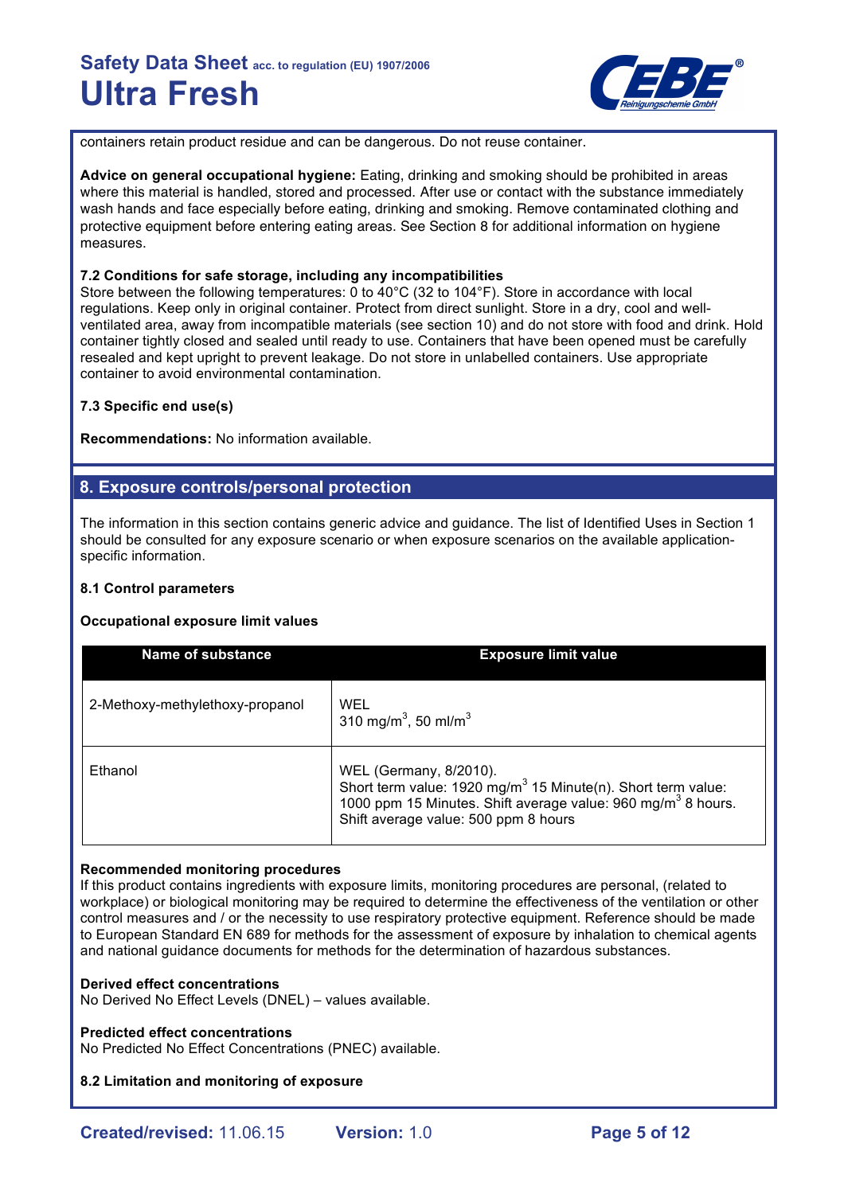containers retain product residue and can be dangerous. Do not reuse container.

**Advice on general occupational hygiene:** Eating, drinking and smoking should be prohibited in areas where this material is handled, stored and processed. After use or contact with the substance immediately wash hands and face especially before eating, drinking and smoking. Remove contaminated clothing and protective equipment before entering eating areas. See Section 8 for additional information on hygiene measures.

**7.2 Conditions for safe storage, including any incompatibilities**

Store between the following temperatures: 0 to 40°C (32 to 104°F). Store in accordance with local regulations. Keep only in original container. Protect from direct sunlight. Store in a dry, cool and well-ventilated area, away from incompatible materials (see section 10) and do not store with food and drink. Hold container tightly closed and sealed until ready to use. Containers that have been opened must be carefully resealed and kept upright to prevent leakage. Do not store in unlabelled containers. Use appropriate container to avoid environmental contamination.

**7.3 Specific end use(s)**

**Recommendations:** No information available.

## 8. Exposure controls/personal protection

The information in this section contains generic advice and guidance. The list of Identified Uses in Section 1 should be consulted for any exposure scenario or when exposure scenarios on the available application-specific information.

**8.1 Control parameters**

**Occupational exposure limit values**

| Name of substance | Exposure limit value |
| --- | --- |
| 2-Methoxy-methylethoxy-propanol | WEL<br>310 mg/m$^3$, 50 ml/m$^3$ |
| Ethanol | WEL (Germany, 8/2010).<br>Short term value: 1920 mg/m$^3$ 15 Minute(n). Short term value: 1000 ppm 15 Minutes. Shift average value: 960 mg/m$^3$ 8 hours. Shift average value: 500 ppm 8 hours |

**Recommended monitoring procedures**

If this product contains ingredients with exposure limits, monitoring procedures are personal, (related to workplace) or biological monitoring may be required to determine the effectiveness of the ventilation or other control measures and / or the necessity to use respiratory protective equipment. Reference should be made to European Standard EN 689 for methods for the assessment of exposure by inhalation to chemical agents and national guidance documents for methods for the determination of hazardous substances.

**Derived effect concentrations**

No Derived No Effect Levels (DNEL) – values available.

**Predicted effect concentrations**

No Predicted No Effect Concentrations (PNEC) available.

**8.2 Limitation and monitoring of exposure**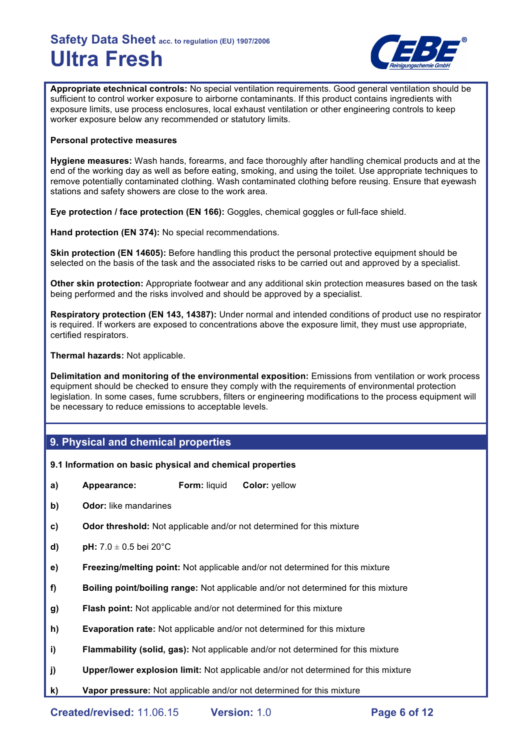**Appropriate etechnical controls:** No special ventilation requirements. Good general ventilation should be sufficient to control worker exposure to airborne contaminants. If this product contains ingredients with exposure limits, use process enclosures, local exhaust ventilation or other engineering controls to keep worker exposure below any recommended or statutory limits.

**Personal protective measures**

**Hygiene measures:** Wash hands, forearms, and face thoroughly after handling chemical products and at the end of the working day as well as before eating, smoking, and using the toilet. Use appropriate techniques to remove potentially contaminated clothing. Wash contaminated clothing before reusing. Ensure that eyewash stations and safety showers are close to the work area.

**Eye protection / face protection (EN 166):** Goggles, chemical goggles or full-face shield.

**Hand protection (EN 374):** No special recommendations.

**Skin protection (EN 14605):** Before handling this product the personal protective equipment should be selected on the basis of the task and the associated risks to be carried out and approved by a specialist.

**Other skin protection:** Appropriate footwear and any additional skin protection measures based on the task being performed and the risks involved and should be approved by a specialist.

**Respiratory protection (EN 143, 14387):** Under normal and intended conditions of product use no respirator is required. If workers are exposed to concentrations above the exposure limit, they must use appropriate, certified respirators.

**Thermal hazards:** Not applicable.

**Delimitation and monitoring of the environmental exposition:** Emissions from ventilation or work process equipment should be checked to ensure they comply with the requirements of environmental protection legislation. In some cases, fume scrubbers, filters or engineering modifications to the process equipment will be necessary to reduce emissions to acceptable levels.

## 9. Physical and chemical properties

### 9.1 Information on basic physical and chemical properties

- **a)** **Appearance:** **Form:** liquid **Color:** yellow
- **b)** **Odor:** like mandarines
- **c)** **Odor threshold:** Not applicable and/or not determined for this mixture
- **d)** **pH:** 7.0 $\pm$ 0.5 bei 20°C
- **e)** **Freezing/melting point:** Not applicable and/or not determined for this mixture
- **f)** **Boiling point/boiling range:** Not applicable and/or not determined for this mixture
- **g)** **Flash point:** Not applicable and/or not determined for this mixture
- **h)** **Evaporation rate:** Not applicable and/or not determined for this mixture
- **i)** **Flammability (solid, gas):** Not applicable and/or not determined for this mixture
- **j)** **Upper/lower explosion limit:** Not applicable and/or not determined for this mixture
- **k)** **Vapor pressure:** Not applicable and/or not determined for this mixture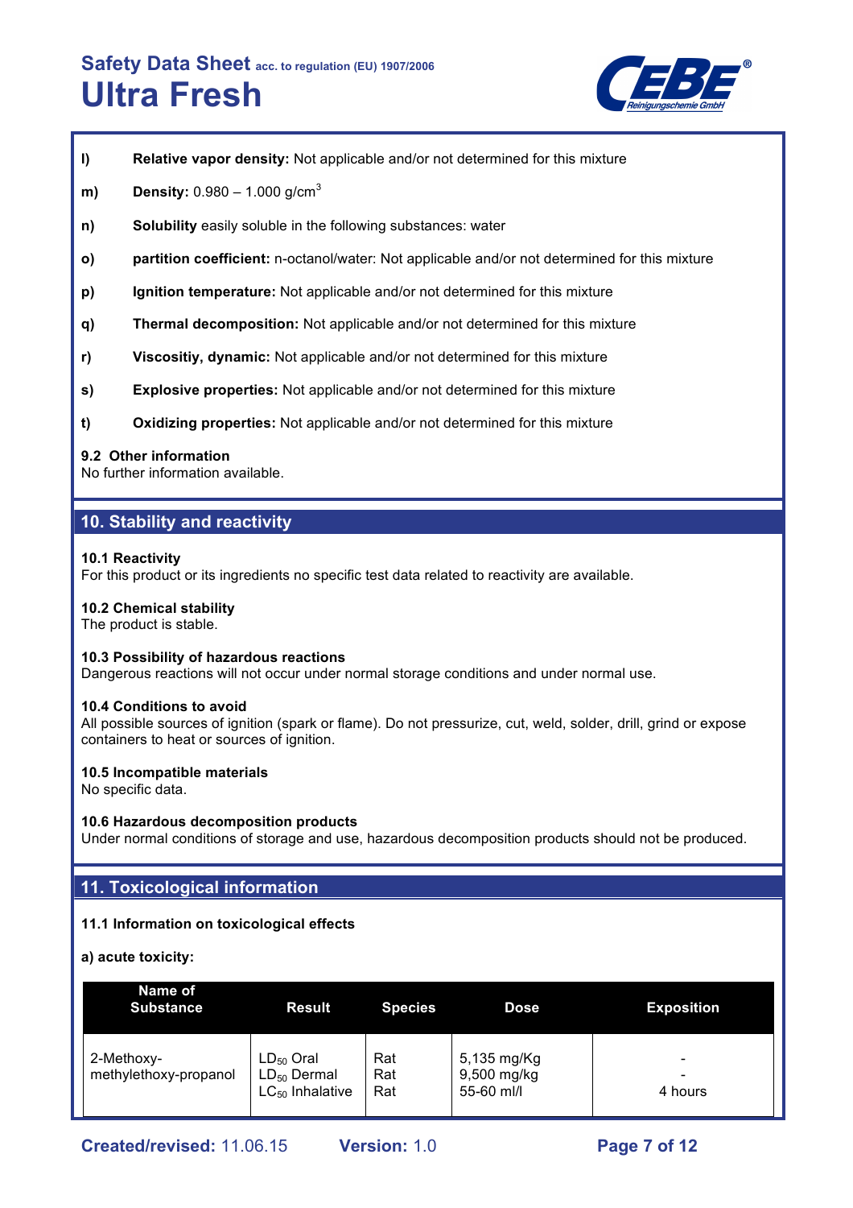**l)** **Relative vapor density:** Not applicable and/or not determined for this mixture

**m)** **Density:** 0.980 – 1.000 g/cm$^3$

**n)** **Solubility** easily soluble in the following substances: water

**o)** **partition coefficient:** n-octanol/water: Not applicable and/or not determined for this mixture

**p)** **Ignition temperature:** Not applicable and/or not determined for this mixture

**q)** **Thermal decomposition:** Not applicable and/or not determined for this mixture

**r)** **Viscositiy, dynamic:** Not applicable and/or not determined for this mixture

**s)** **Explosive properties:** Not applicable and/or not determined for this mixture

**t)** **Oxidizing properties:** Not applicable and/or not determined for this mixture

### 9.2 Other information

No further information available.

## 10. Stability and reactivity

### 10.1 Reactivity

For this product or its ingredients no specific test data related to reactivity are available.

### 10.2 Chemical stability

The product is stable.

### 10.3 Possibility of hazardous reactions

Dangerous reactions will not occur under normal storage conditions and under normal use.

### 10.4 Conditions to avoid

All possible sources of ignition (spark or flame). Do not pressurize, cut, weld, solder, drill, grind or expose containers to heat or sources of ignition.

### 10.5 Incompatible materials

No specific data.

### 10.6 Hazardous decomposition products

Under normal conditions of storage and use, hazardous decomposition products should not be produced.

## 11. Toxicological information

### 11.1 Information on toxicological effects

**a) acute toxicity:**

| Name of Substance | Result | Species | Dose | Exposition |
|---|---|---|---|---|
| 2-Methoxy-methylethoxy-propanol | $LD_{50}$ Oral<br>$LD_{50}$ Dermal<br>$LC_{50}$ Inhalative | Rat<br>Rat<br>Rat | 5,135 mg/Kg<br>9,500 mg/kg<br>55-60 ml/l | -<br>-<br>4 hours |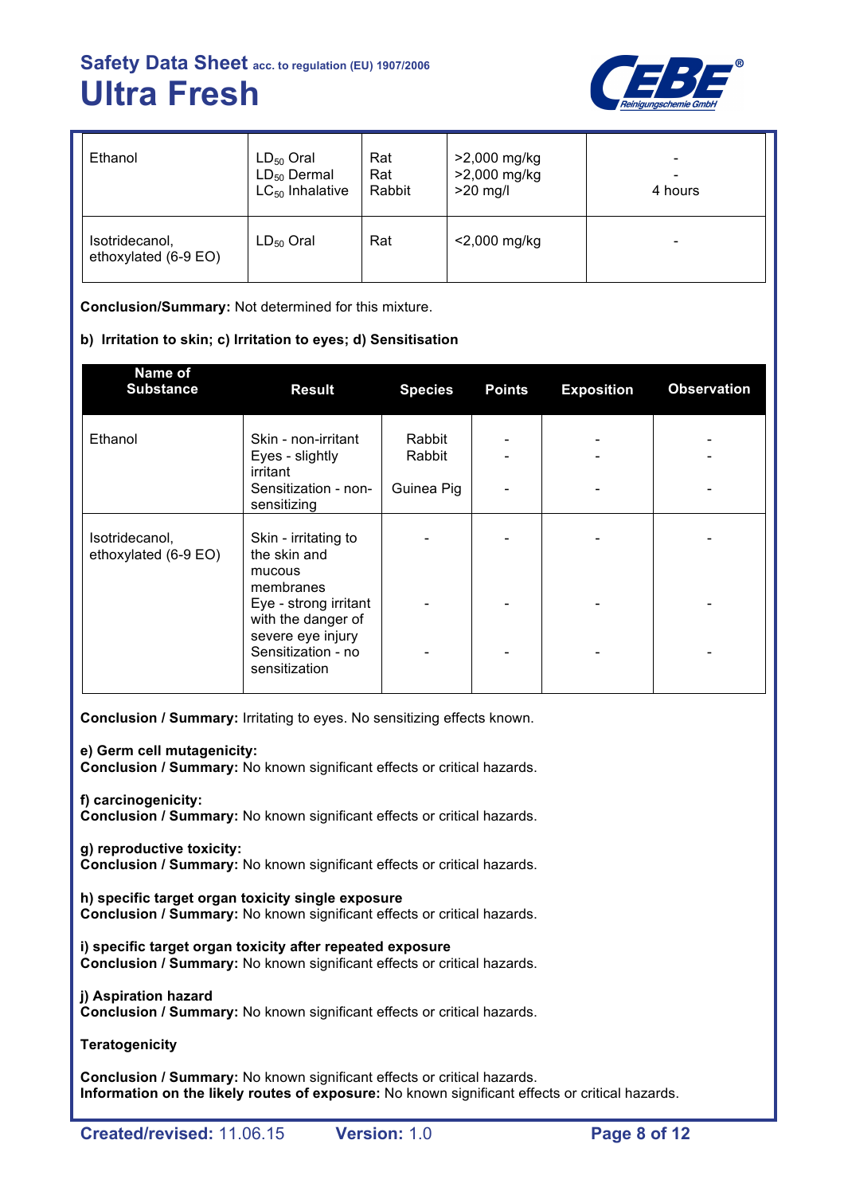| Ethanol | $LD_{50}$ Oral<br>$LD_{50}$ Dermal<br>$LC_{50}$ Inhalative | Rat<br>Rat<br>Rabbit | >2,000 mg/kg<br>>2,000 mg/kg<br>>20 mg/l | -<br>-<br>4 hours |
|---|---|---|---|---|
| Isotridecanol, ethoxylated (6-9 EO) | $LD_{50}$ Oral | Rat | <2,000 mg/kg | - |

**Conclusion/Summary:** Not determined for this mixture.

**b) Irritation to skin; c) Irritation to eyes; d) Sensitisation**

| Name of Substance | Result | Species | Points | Exposition | Observation |
|---|---|---|---|---|---|
| Ethanol | Skin - non-irritant<br>Eyes - slightly irritant<br>Sensitization - non-sensitizing | Rabbit<br>Rabbit<br>Guinea Pig | -<br>-<br>- | -<br>-<br>- | -<br>-<br>- |
| Isotridecanol, ethoxylated (6-9 EO) | Skin - irritating to the skin and mucous membranes<br>Eye - strong irritant with the danger of severe eye injury<br>Sensitization - no sensitization | -<br>-<br>- | -<br>-<br>- | -<br>-<br>- | -<br>-<br>- |

**Conclusion / Summary:** Irritating to eyes. No sensitizing effects known.

**e) Germ cell mutagenicity:**
**Conclusion / Summary:** No known significant effects or critical hazards.

**f) carcinogenicity:**
**Conclusion / Summary:** No known significant effects or critical hazards.

**g) reproductive toxicity:**
**Conclusion / Summary:** No known significant effects or critical hazards.

**h) specific target organ toxicity single exposure**
**Conclusion / Summary:** No known significant effects or critical hazards.

**i) specific target organ toxicity after repeated exposure**
**Conclusion / Summary:** No known significant effects or critical hazards.

**j) Aspiration hazard**
**Conclusion / Summary:** No known significant effects or critical hazards.

**Teratogenicity**

**Conclusion / Summary:** No known significant effects or critical hazards.
**Information on the likely routes of exposure:** No known significant effects or critical hazards.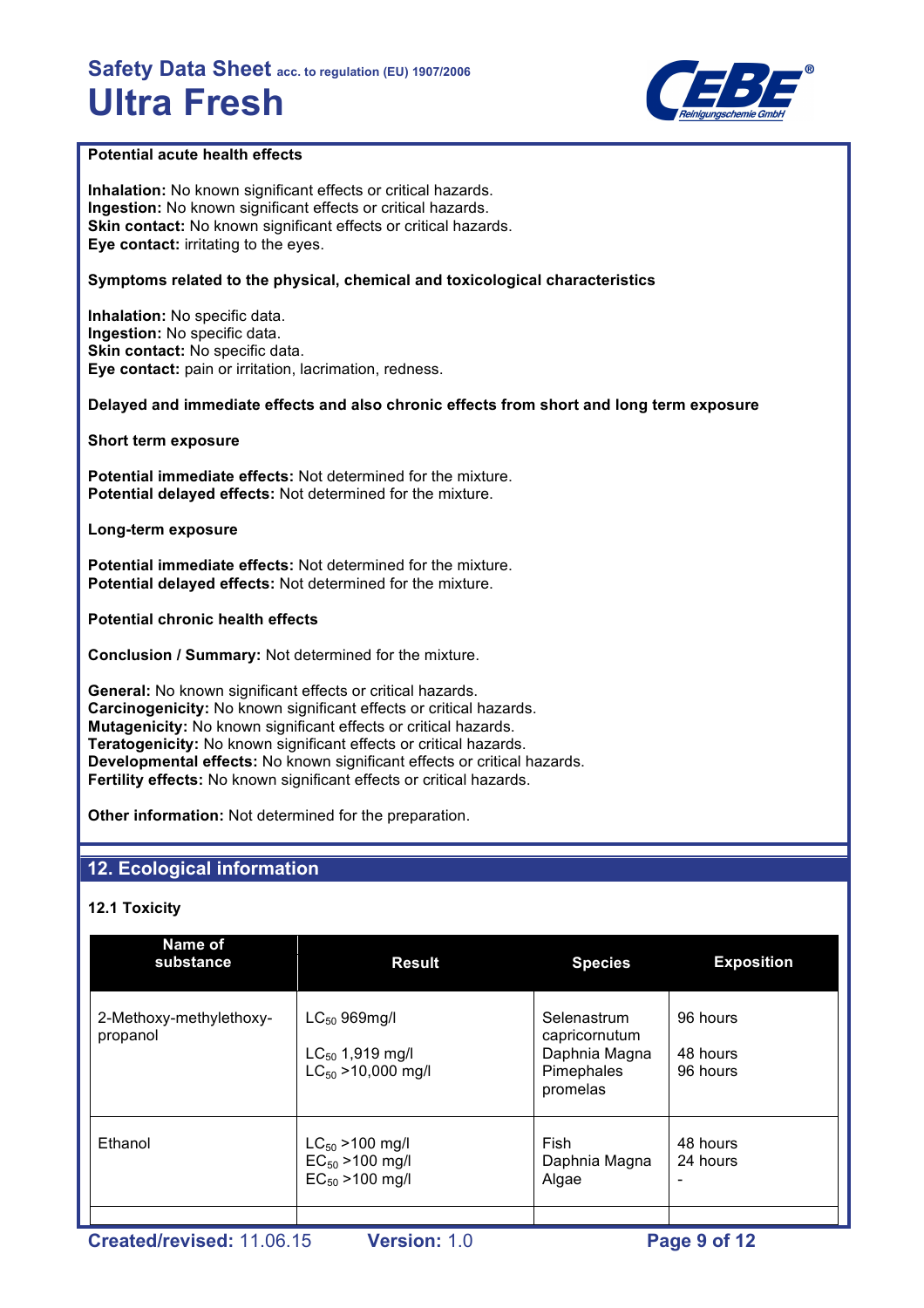**Potential acute health effects**

**Inhalation:** No known significant effects or critical hazards.
**Ingestion:** No known significant effects or critical hazards.
**Skin contact:** No known significant effects or critical hazards.
**Eye contact:** irritating to the eyes.

**Symptoms related to the physical, chemical and toxicological characteristics**

**Inhalation:** No specific data.
**Ingestion:** No specific data.
**Skin contact:** No specific data.
**Eye contact:** pain or irritation, lacrimation, redness.

**Delayed and immediate effects and also chronic effects from short and long term exposure**

**Short term exposure**

**Potential immediate effects:** Not determined for the mixture.
**Potential delayed effects:** Not determined for the mixture.

**Long-term exposure**

**Potential immediate effects:** Not determined for the mixture.
**Potential delayed effects:** Not determined for the mixture.

**Potential chronic health effects**

**Conclusion / Summary:** Not determined for the mixture.

**General:** No known significant effects or critical hazards.
**Carcinogenicity:** No known significant effects or critical hazards.
**Mutagenicity:** No known significant effects or critical hazards.
**Teratogenicity:** No known significant effects or critical hazards.
**Developmental effects:** No known significant effects or critical hazards.
**Fertility effects:** No known significant effects or critical hazards.

**Other information:** Not determined for the preparation.

## 12. Ecological information

### 12.1 Toxicity

| Name of substance | Result | Species | Exposition |
|---|---|---|---|
| 2-Methoxy-methylethoxy-propanol | $LC_{50}$ 969mg/l<br>$LC_{50}$ 1,919 mg/l<br>$LC_{50}$ >10,000 mg/l | Selenastrum capricornutum<br>Daphnia Magna<br>Pimephales promelas | 96 hours<br>48 hours<br>96 hours |
| Ethanol | $LC_{50}$ >100 mg/l<br>$EC_{50}$ >100 mg/l<br>$EC_{50}$ >100 mg/l | Fish<br>Daphnia Magna<br>Algae | 48 hours<br>24 hours<br>- |
| | | | |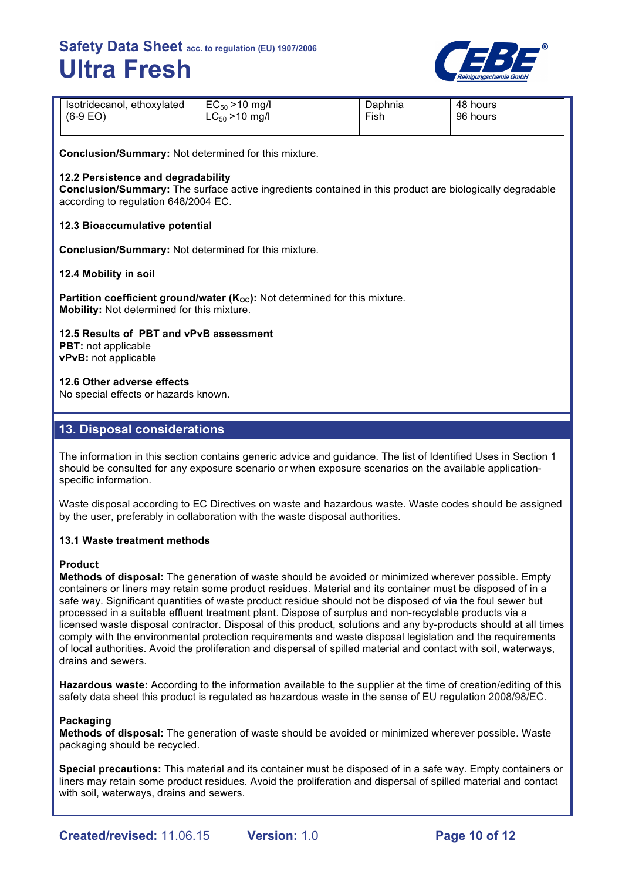| Isotridecanol, ethoxylated (6-9 EO) | $EC_{50}$ >10 mg/l<br>$LC_{50}$ >10 mg/l | Daphnia<br>Fish | 48 hours<br>96 hours |
|---|---|---|---|

**Conclusion/Summary:** Not determined for this mixture.

### 12.2 Persistence and degradability

**Conclusion/Summary:** The surface active ingredients contained in this product are biologically degradable according to regulation 648/2004 EC.

### 12.3 Bioaccumulative potential

**Conclusion/Summary:** Not determined for this mixture.

### 12.4 Mobility in soil

**Partition coefficient ground/water ($K_{OC}$):** Not determined for this mixture.
**Mobility:** Not determined for this mixture.

### 12.5 Results of PBT and vPvB assessment

**PBT:** not applicable
**vPvB:** not applicable

### 12.6 Other adverse effects

No special effects or hazards known.

## 13. Disposal considerations

The information in this section contains generic advice and guidance. The list of Identified Uses in Section 1 should be consulted for any exposure scenario or when exposure scenarios on the available application-specific information.

Waste disposal according to EC Directives on waste and hazardous waste. Waste codes should be assigned by the user, preferably in collaboration with the waste disposal authorities.

### 13.1 Waste treatment methods

**Product**

**Methods of disposal:** The generation of waste should be avoided or minimized wherever possible. Empty containers or liners may retain some product residues. Material and its container must be disposed of in a safe way. Significant quantities of waste product residue should not be disposed of via the foul sewer but processed in a suitable effluent treatment plant. Dispose of surplus and non-recyclable products via a licensed waste disposal contractor. Disposal of this product, solutions and any by-products should at all times comply with the environmental protection requirements and waste disposal legislation and the requirements of local authorities. Avoid the proliferation and dispersal of spilled material and contact with soil, waterways, drains and sewers.

**Hazardous waste:** According to the information available to the supplier at the time of creation/editing of this safety data sheet this product is regulated as hazardous waste in the sense of EU regulation 2008/98/EC.

**Packaging**

**Methods of disposal:** The generation of waste should be avoided or minimized wherever possible. Waste packaging should be recycled.

**Special precautions:** This material and its container must be disposed of in a safe way. Empty containers or liners may retain some product residues. Avoid the proliferation and dispersal of spilled material and contact with soil, waterways, drains and sewers.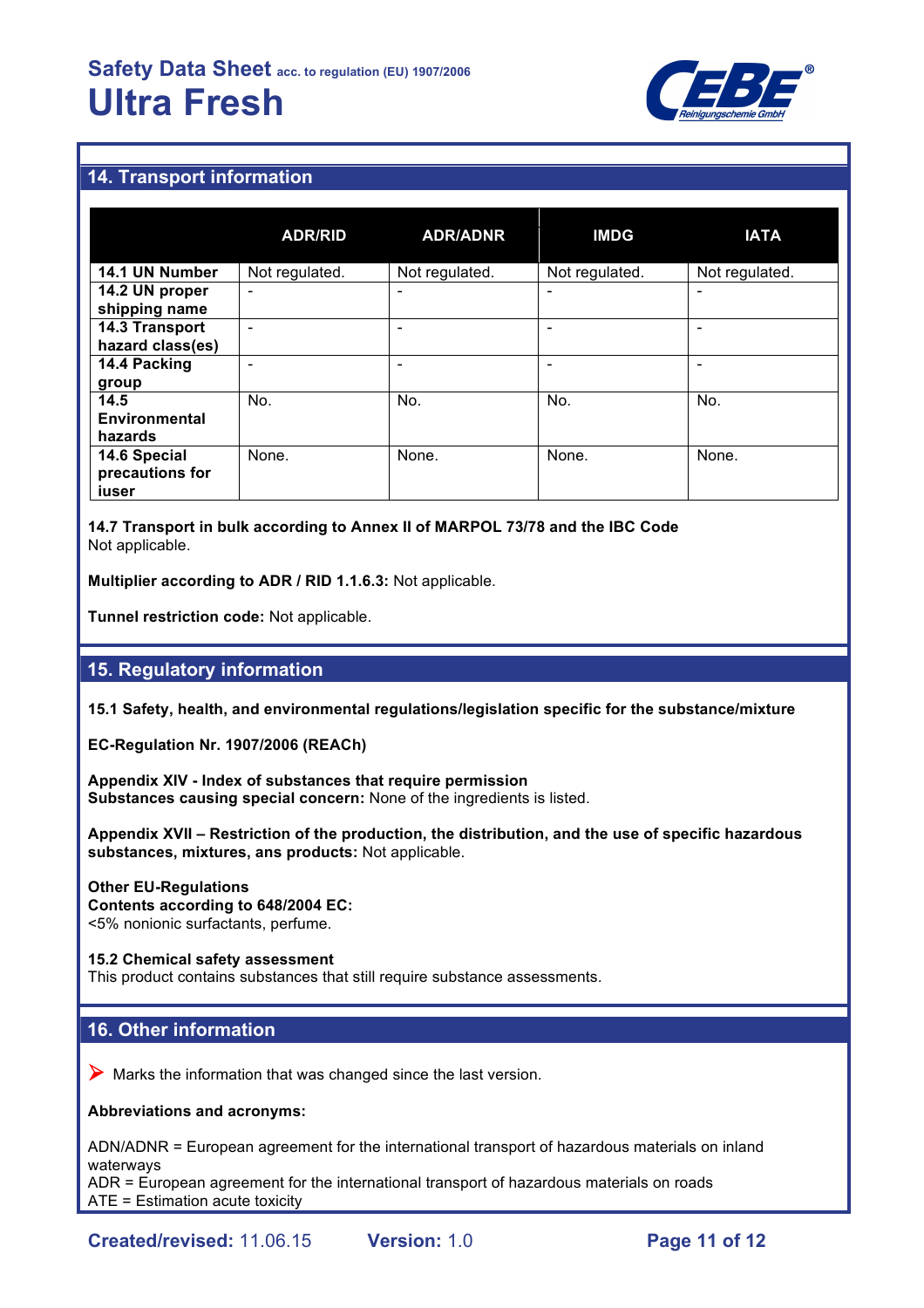## 14. Transport information

| | ADR/RID | ADR/ADNR | IMDG | IATA |
|---|---|---|---|---|
| **14.1 UN Number** | Not regulated. | Not regulated. | Not regulated. | Not regulated. |
| **14.2 UN proper shipping name** | - | - | - | - |
| **14.3 Transport hazard class(es)** | - | - | - | - |
| **14.4 Packing group** | - | - | - | - |
| **14.5 Environmental hazards** | No. | No. | No. | No. |
| **14.6 Special precautions for iuser** | None. | None. | None. | None. |

**14.7 Transport in bulk according to Annex II of MARPOL 73/78 and the IBC Code**
Not applicable.

**Multiplier according to ADR / RID 1.1.6.3:** Not applicable.

**Tunnel restriction code:** Not applicable.

## 15. Regulatory information

**15.1 Safety, health, and environmental regulations/legislation specific for the substance/mixture**

**EC-Regulation Nr. 1907/2006 (REACh)**

**Appendix XIV - Index of substances that require permission**
**Substances causing special concern:** None of the ingredients is listed.

**Appendix XVII – Restriction of the production, the distribution, and the use of specific hazardous substances, mixtures, ans products:** Not applicable.

**Other EU-Regulations**
**Contents according to 648/2004 EC:**
<5% nonionic surfactants, perfume.

**15.2 Chemical safety assessment**
This product contains substances that still require substance assessments.

## 16. Other information

➤ Marks the information that was changed since the last version.

**Abbreviations and acronyms:**

ADN/ADNR = European agreement for the international transport of hazardous materials on inland waterways
ADR = European agreement for the international transport of hazardous materials on roads
ATE = Estimation acute toxicity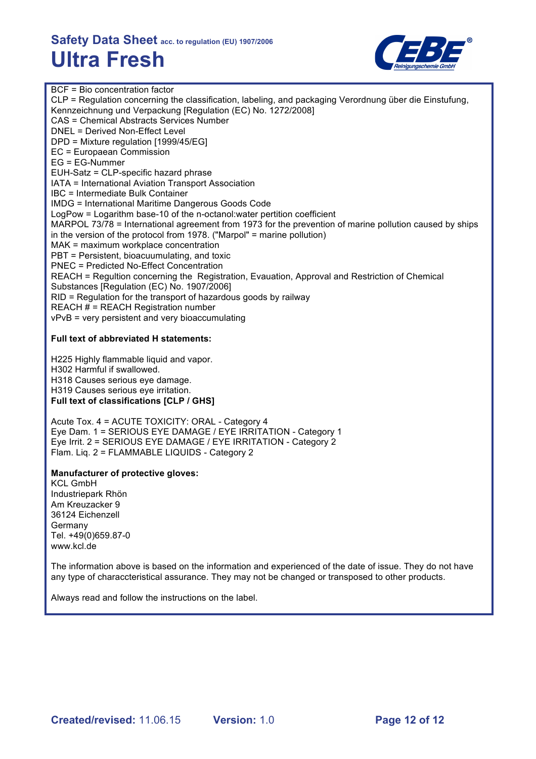BCF = Bio concentration factor
CLP = Regulation concerning the classification, labeling, and packaging Verordnung über die Einstufung, Kennzeichnung und Verpackung [Regulation (EC) No. 1272/2008]
CAS = Chemical Abstracts Services Number
DNEL = Derived Non-Effect Level
DPD = Mixture regulation [1999/45/EG]
EC = Europaean Commission
EG = EG-Nummer
EUH-Satz = CLP-specific hazard phrase
IATA = International Aviation Transport Association
IBC = Intermediate Bulk Container
IMDG = International Maritime Dangerous Goods Code
LogPow = Logarithm base-10 of the n-octanol:water pertition coefficient
MARPOL 73/78 = International agreement from 1973 for the prevention of marine pollution caused by ships in the version of the protocol from 1978. ("Marpol" = marine pollution)
MAK = maximum workplace concentration
PBT = Persistent, bioacuumulating, and toxic
PNEC = Predicted No-Effect Concentration
REACH = Regultion concerning the Registration, Evauation, Approval and Restriction of Chemical Substances [Regulation (EC) No. 1907/2006]
RID = Regulation for the transport of hazardous goods by railway
REACH # = REACH Registration number
vPvB = very persistent and very bioaccumulating

**Full text of abbreviated H statements:**

H225 Highly flammable liquid and vapor.
H302 Harmful if swallowed.
H318 Causes serious eye damage.
H319 Causes serious eye irritation.

**Full text of classifications [CLP / GHS]**

Acute Tox. 4 = ACUTE TOXICITY: ORAL - Category 4
Eye Dam. 1 = SERIOUS EYE DAMAGE / EYE IRRITATION - Category 1
Eye Irrit. 2 = SERIOUS EYE DAMAGE / EYE IRRITATION - Category 2
Flam. Liq. 2 = FLAMMABLE LIQUIDS - Category 2

**Manufacturer of protective gloves:**
KCL GmbH
Industriepark Rhön
Am Kreuzacker 9
36124 Eichenzell
Germany
Tel. +49(0)659.87-0
www.kcl.de

The information above is based on the information and experienced of the date of issue. They do not have any type of characcteristical assurance. They may not be changed or transposed to other products.

Always read and follow the instructions on the label.